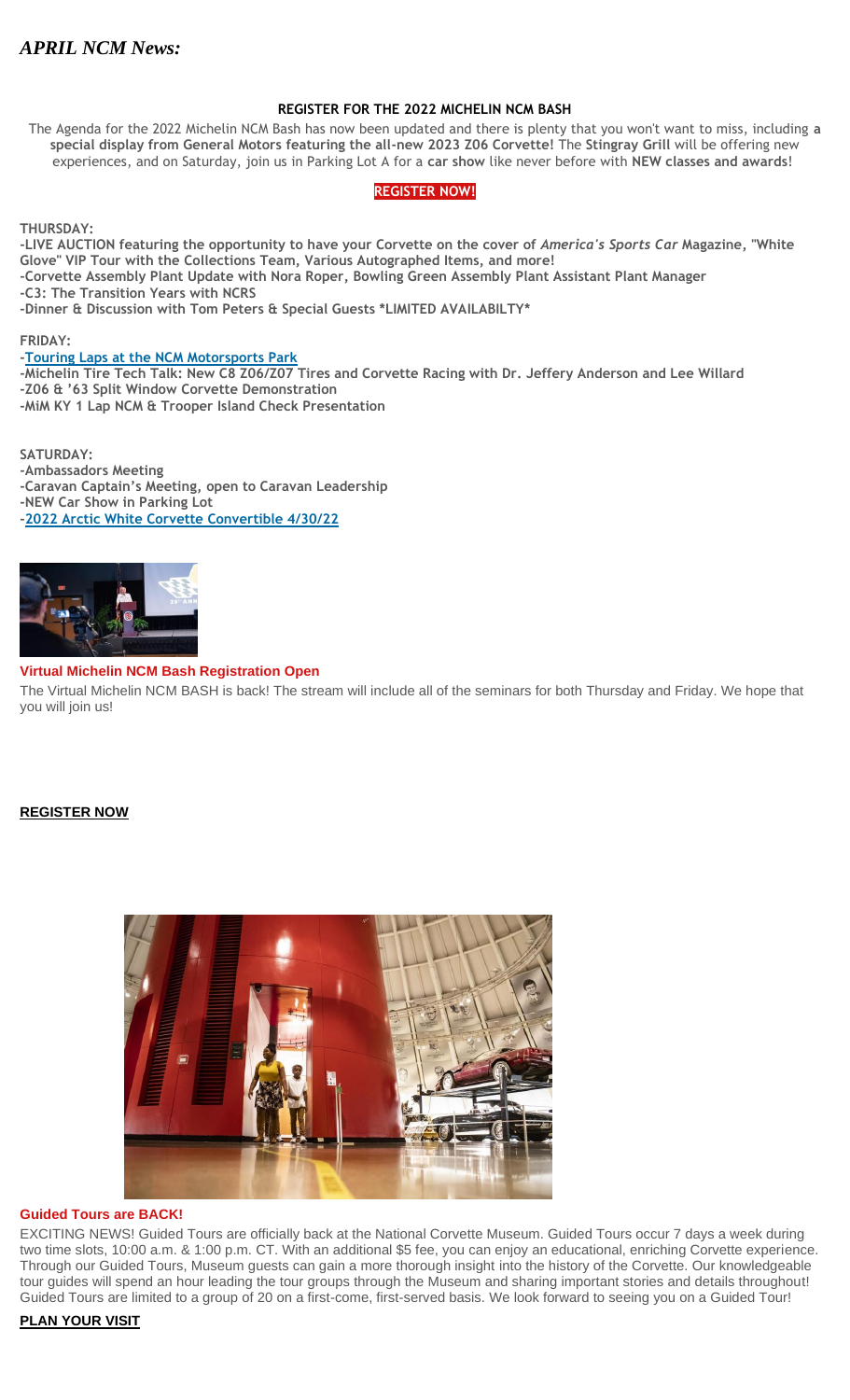# *APRIL NCM News:*

**REGISTER FOR THE 2022 MICHELIN NCM BASH**

The Agenda for the 2022 Michelin NCM Bash has now been updated and there is plenty that you won't want to miss, including **a special display from General Motors featuring the all-new 2023 Z06 Corvette!** The **Stingray Grill** will be offering new experiences, and on Saturday, join us in Parking Lot A for a **car show** like never before with **NEW classes and awards**!

**REGISTER NOW!**

**THURSDAY:**

**-LIVE AUCTION featuring the opportunity to have your Corvette on the cover of *America's Sports Car* Magazine, "White Glove" VIP Tour with the Collections Team, Various Autographed Items, and more!**
**-Corvette Assembly Plant Update with Nora Roper, Bowling Green Assembly Plant Assistant Plant Manager**
**-C3: The Transition Years with NCRS**
**-Dinner & Discussion with Tom Peters & Special Guests *LIMITED AVAILABILTY***

**FRIDAY:**

**-Touring Laps at the NCM Motorsports Park**
**-Michelin Tire Tech Talk: New C8 Z06/Z07 Tires and Corvette Racing with Dr. Jeffery Anderson and Lee Willard**
**-Z06 & '63 Split Window Corvette Demonstration**
**-MiM KY 1 Lap NCM & Trooper Island Check Presentation**

**SATURDAY:**

**-Ambassadors Meeting**
**-Caravan Captain's Meeting, open to Caravan Leadership**
**-NEW Car Show in Parking Lot**
**-2022 Arctic White Corvette Convertible 4/30/22**

## Virtual Michelin NCM Bash Registration Open

The Virtual Michelin NCM BASH is back! The stream will include all of the seminars for both Thursday and Friday. We hope that you will join us!

**REGISTER NOW**

## Guided Tours are BACK!

EXCITING NEWS! Guided Tours are officially back at the National Corvette Museum. Guided Tours occur 7 days a week during two time slots, 10:00 a.m. & 1:00 p.m. CT. With an additional $5 fee, you can enjoy an educational, enriching Corvette experience. Through our Guided Tours, Museum guests can gain a more thorough insight into the history of the Corvette. Our knowledgeable tour guides will spend an hour leading the tour groups through the Museum and sharing important stories and details throughout! Guided Tours are limited to a group of 20 on a first-come, first-served basis. We look forward to seeing you on a Guided Tour!

**PLAN YOUR VISIT**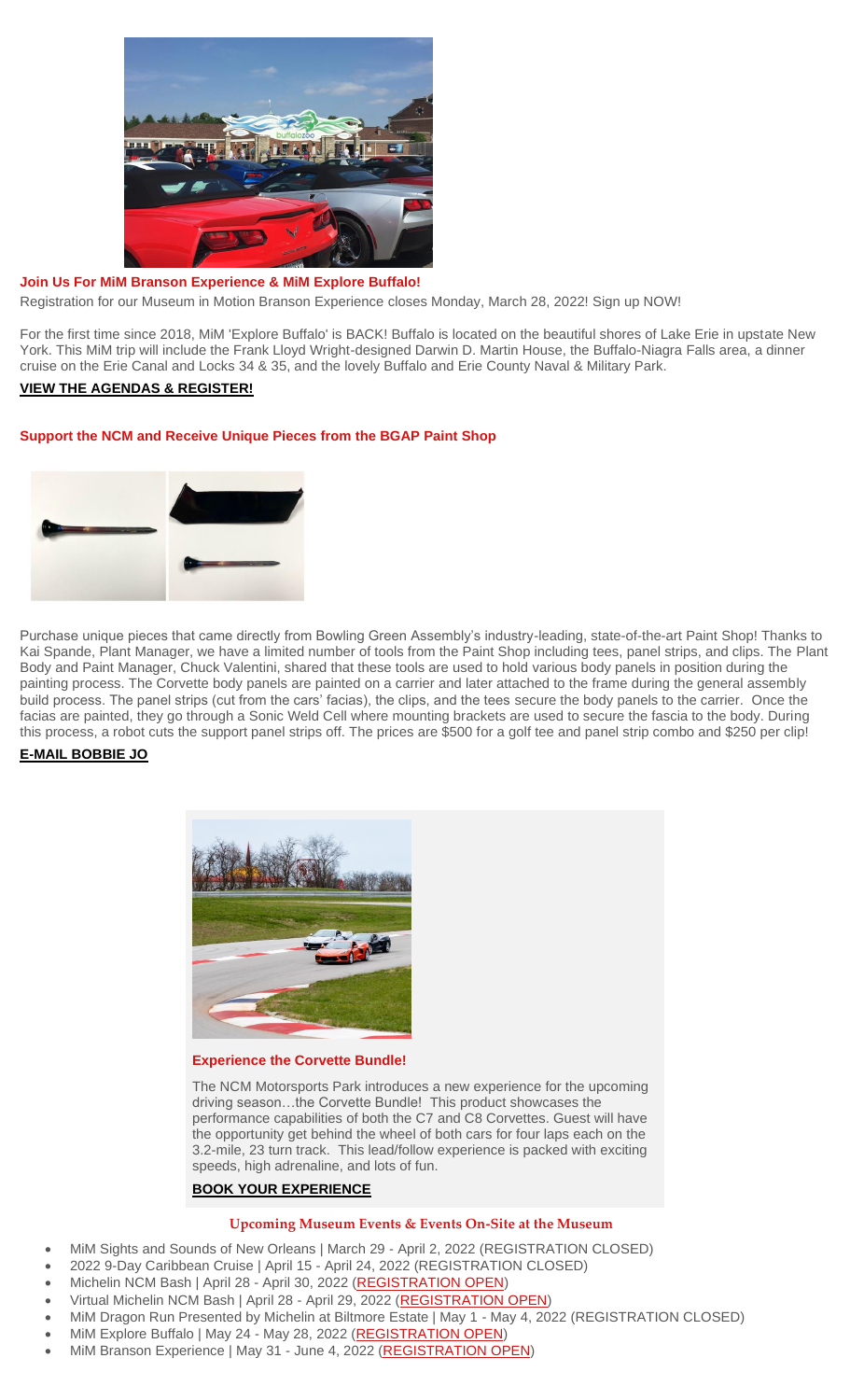**Join Us For MiM Branson Experience & MiM Explore Buffalo!**

Registration for our Museum in Motion Branson Experience closes Monday, March 28, 2022! Sign up NOW!

For the first time since 2018, MiM 'Explore Buffalo' is BACK! Buffalo is located on the beautiful shores of Lake Erie in upstate New York. This MiM trip will include the Frank Lloyd Wright-designed Darwin D. Martin House, the Buffalo-Niagra Falls area, a dinner cruise on the Erie Canal and Locks 34 & 35, and the lovely Buffalo and Erie County Naval & Military Park.

**VIEW THE AGENDAS & REGISTER!**

**Support the NCM and Receive Unique Pieces from the BGAP Paint Shop**

Purchase unique pieces that came directly from Bowling Green Assembly's industry-leading, state-of-the-art Paint Shop! Thanks to Kai Spande, Plant Manager, we have a limited number of tools from the Paint Shop including tees, panel strips, and clips. The Plant Body and Paint Manager, Chuck Valentini, shared that these tools are used to hold various body panels in position during the painting process. The Corvette body panels are painted on a carrier and later attached to the frame during the general assembly build process. The panel strips (cut from the cars' facias), the clips, and the tees secure the body panels to the carrier. Once the facias are painted, they go through a Sonic Weld Cell where mounting brackets are used to secure the fascia to the body. During this process, a robot cuts the support panel strips off. The prices are $500 for a golf tee and panel strip combo and $250 per clip!

**E-MAIL BOBBIE JO**

**Experience the Corvette Bundle!**

The NCM Motorsports Park introduces a new experience for the upcoming driving season…the Corvette Bundle! This product showcases the performance capabilities of both the C7 and C8 Corvettes. Guest will have the opportunity get behind the wheel of both cars for four laps each on the 3.2-mile, 23 turn track. This lead/follow experience is packed with exciting speeds, high adrenaline, and lots of fun.

**BOOK YOUR EXPERIENCE**

**Upcoming Museum Events & Events On-Site at the Museum**

- MiM Sights and Sounds of New Orleans | March 29 - April 2, 2022 (REGISTRATION CLOSED)
- 2022 9-Day Caribbean Cruise | April 15 - April 24, 2022 (REGISTRATION CLOSED)
- Michelin NCM Bash | April 28 - April 30, 2022 (REGISTRATION OPEN)
- Virtual Michelin NCM Bash | April 28 - April 29, 2022 (REGISTRATION OPEN)
- MiM Dragon Run Presented by Michelin at Biltmore Estate | May 1 - May 4, 2022 (REGISTRATION CLOSED)
- MiM Explore Buffalo | May 24 - May 28, 2022 (REGISTRATION OPEN)
- MiM Branson Experience | May 31 - June 4, 2022 (REGISTRATION OPEN)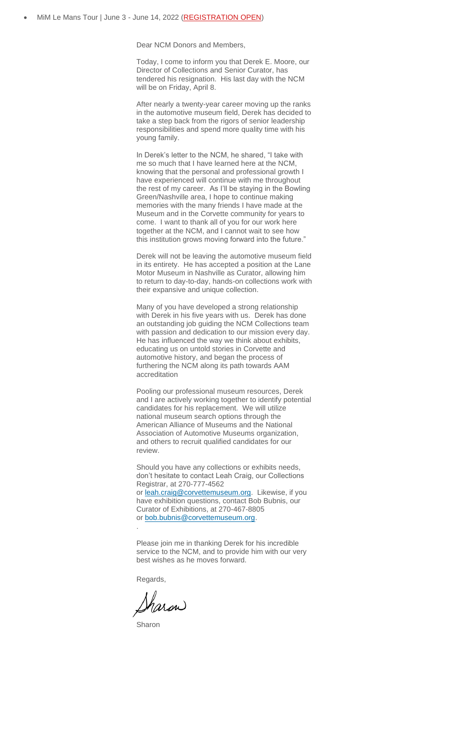- MiM Le Mans Tour | June 3 - June 14, 2022 (REGISTRATION OPEN)

Dear NCM Donors and Members,

Today, I come to inform you that Derek E. Moore, our Director of Collections and Senior Curator, has tendered his resignation. His last day with the NCM will be on Friday, April 8.

After nearly a twenty-year career moving up the ranks in the automotive museum field, Derek has decided to take a step back from the rigors of senior leadership responsibilities and spend more quality time with his young family.

In Derek's letter to the NCM, he shared, "I take with me so much that I have learned here at the NCM, knowing that the personal and professional growth I have experienced will continue with me throughout the rest of my career. As I'll be staying in the Bowling Green/Nashville area, I hope to continue making memories with the many friends I have made at the Museum and in the Corvette community for years to come. I want to thank all of you for our work here together at the NCM, and I cannot wait to see how this institution grows moving forward into the future."

Derek will not be leaving the automotive museum field in its entirety. He has accepted a position at the Lane Motor Museum in Nashville as Curator, allowing him to return to day-to-day, hands-on collections work with their expansive and unique collection.

Many of you have developed a strong relationship with Derek in his five years with us. Derek has done an outstanding job guiding the NCM Collections team with passion and dedication to our mission every day. He has influenced the way we think about exhibits, educating us on untold stories in Corvette and automotive history, and began the process of furthering the NCM along its path towards AAM accreditation

Pooling our professional museum resources, Derek and I are actively working together to identify potential candidates for his replacement. We will utilize national museum search options through the American Alliance of Museums and the National Association of Automotive Museums organization, and others to recruit qualified candidates for our review.

Should you have any collections or exhibits needs, don't hesitate to contact Leah Craig, our Collections Registrar, at 270-777-4562 or leah.craig@corvettemuseum.org. Likewise, if you have exhibition questions, contact Bob Bubnis, our Curator of Exhibitions, at 270-467-8805 or bob.bubnis@corvettemuseum.org.

.

Please join me in thanking Derek for his incredible service to the NCM, and to provide him with our very best wishes as he moves forward.

Regards,

Sharon

Sharon